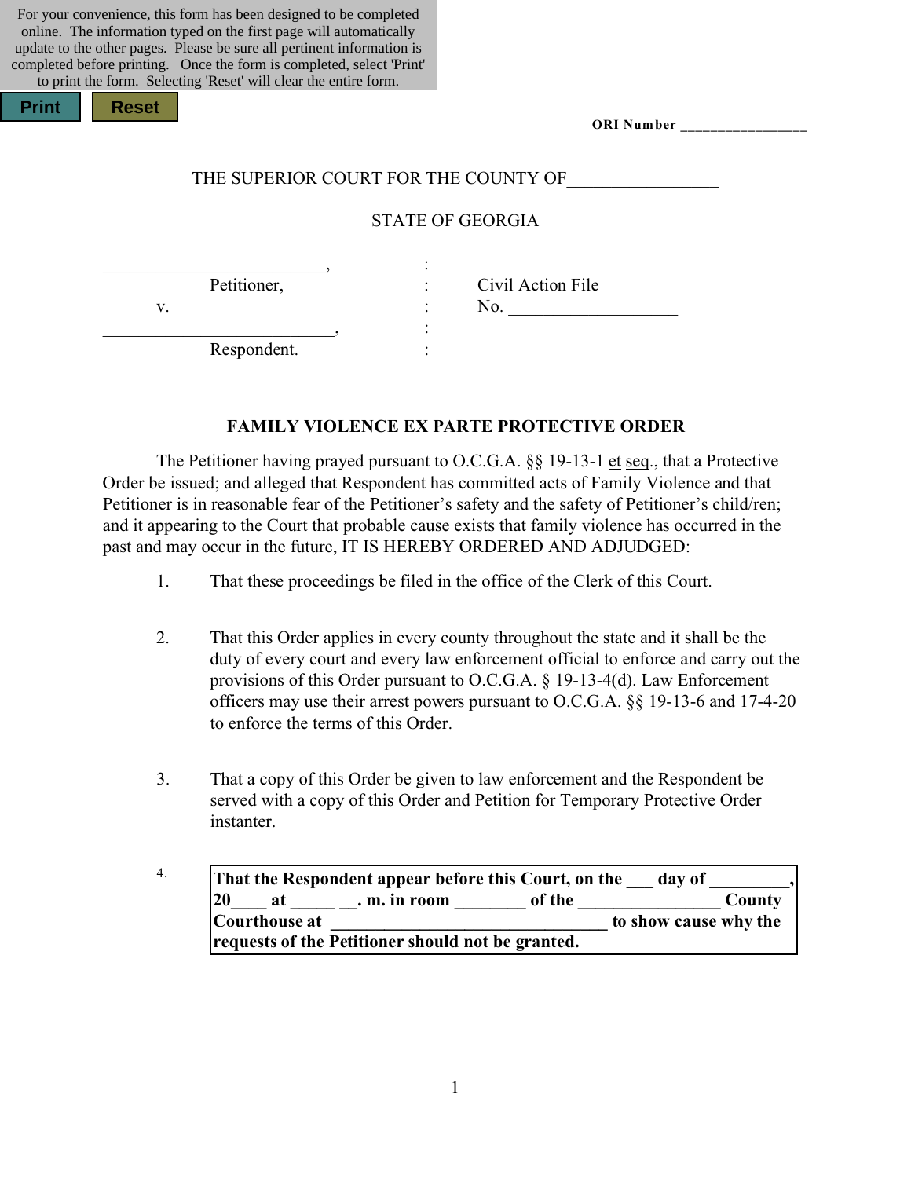For your convenience, this form has been designed to be completed online. The information typed on the first page will automatically update to the other pages. Please be sure all pertinent information is completed before printing. Once the form is completed, select 'Print' to print the form. Selecting 'Reset' will clear the entire form.

Print Reset

**ORI Number** _________________

THE SUPERIOR COURT FOR THE COUNTY OF_________________

STATE OF GEORGIA

__________________________, :
Petitioner, : Civil Action File
v. : No. ___________________
__________________________, :
Respondent. :

**FAMILY VIOLENCE EX PARTE PROTECTIVE ORDER**

The Petitioner having prayed pursuant to O.C.G.A. §§ 19-13-1 et seq., that a Protective Order be issued; and alleged that Respondent has committed acts of Family Violence and that Petitioner is in reasonable fear of the Petitioner's safety and the safety of Petitioner's child/ren; and it appearing to the Court that probable cause exists that family violence has occurred in the past and may occur in the future, IT IS HEREBY ORDERED AND ADJUDGED:

1. That these proceedings be filed in the office of the Clerk of this Court.

2. That this Order applies in every county throughout the state and it shall be the duty of every court and every law enforcement official to enforce and carry out the provisions of this Order pursuant to O.C.G.A. § 19-13-4(d). Law Enforcement officers may use their arrest powers pursuant to O.C.G.A. §§ 19-13-6 and 17-4-20 to enforce the terms of this Order.

3. That a copy of this Order be given to law enforcement and the Respondent be served with a copy of this Order and Petition for Temporary Protective Order instanter.

4. **That the Respondent appear before this Court, on the ___ day of _________, 20____ at _____ __. m. in room ________ of the ________________ County Courthouse at ________________________________ to show cause why the requests of the Petitioner should not be granted.**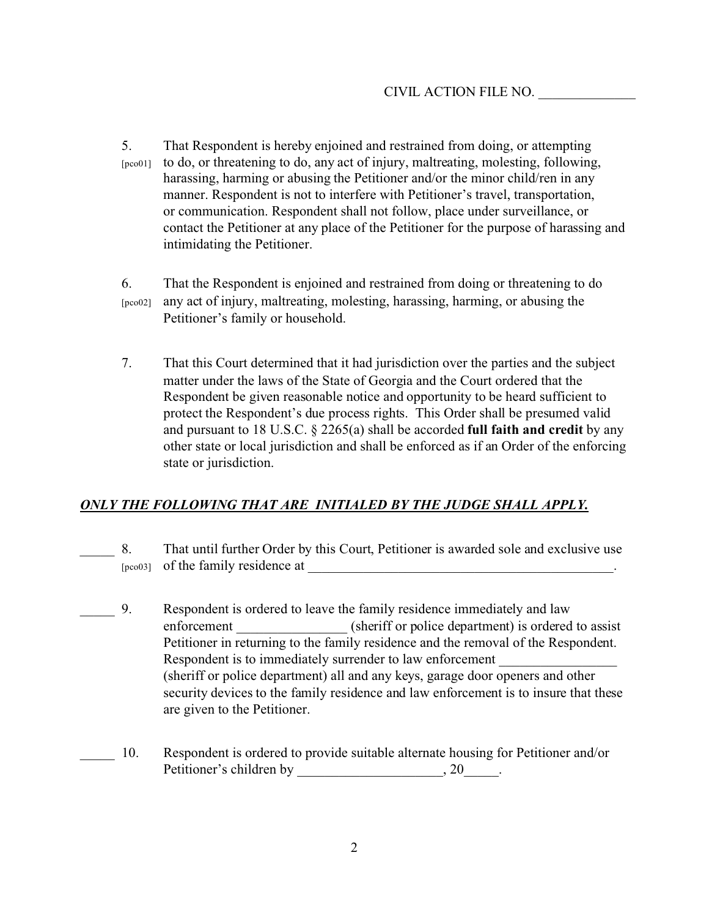CIVIL ACTION FILE NO. ______________

5. [pco01] That Respondent is hereby enjoined and restrained from doing, or attempting to do, or threatening to do, any act of injury, maltreating, molesting, following, harassing, harming or abusing the Petitioner and/or the minor child/ren in any manner. Respondent is not to interfere with Petitioner's travel, transportation, or communication. Respondent shall not follow, place under surveillance, or contact the Petitioner at any place of the Petitioner for the purpose of harassing and intimidating the Petitioner.

6. [pco02] That the Respondent is enjoined and restrained from doing or threatening to do any act of injury, maltreating, molesting, harassing, harming, or abusing the Petitioner's family or household.

7. That this Court determined that it had jurisdiction over the parties and the subject matter under the laws of the State of Georgia and the Court ordered that the Respondent be given reasonable notice and opportunity to be heard sufficient to protect the Respondent's due process rights. This Order shall be presumed valid and pursuant to 18 U.S.C. § 2265(a) shall be accorded **full faith and credit** by any other state or local jurisdiction and shall be enforced as if an Order of the enforcing state or jurisdiction.

***ONLY THE FOLLOWING THAT ARE INITIALED BY THE JUDGE SHALL APPLY.***

_____ 8. [pco03] That until further Order by this Court, Petitioner is awarded sole and exclusive use of the family residence at _______________________________________________.

_____ 9. Respondent is ordered to leave the family residence immediately and law enforcement ________________ (sheriff or police department) is ordered to assist Petitioner in returning to the family residence and the removal of the Respondent. Respondent is to immediately surrender to law enforcement _________________ (sheriff or police department) all and any keys, garage door openers and other security devices to the family residence and law enforcement is to insure that these are given to the Petitioner.

_____ 10. Respondent is ordered to provide suitable alternate housing for Petitioner and/or Petitioner's children by _____________________, 20_____.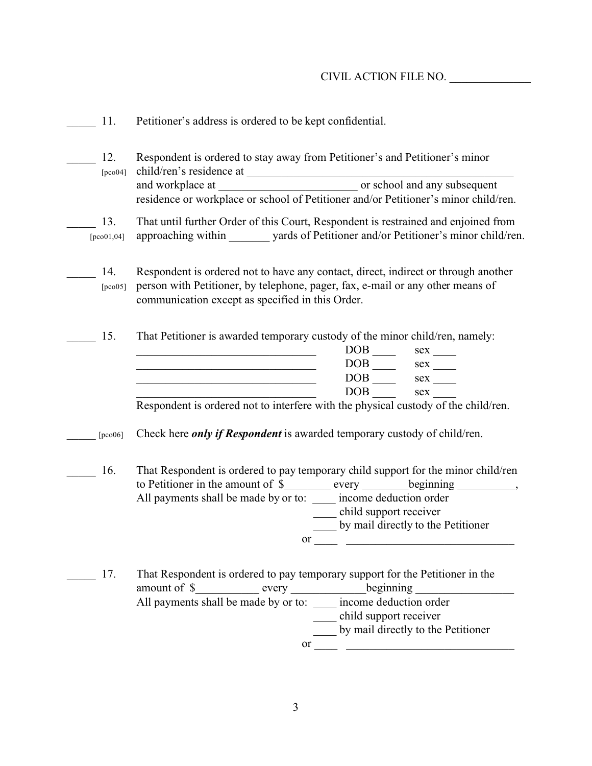CIVIL ACTION FILE NO. ______________

_____ 11. Petitioner's address is ordered to be kept confidential.

_____ 12. [pco04] Respondent is ordered to stay away from Petitioner's and Petitioner's minor child/ren's residence at ________________________________________________ and workplace at ________________________ or school and any subsequent residence or workplace or school of Petitioner and/or Petitioner's minor child/ren.

_____ 13. [pco01,04] That until further Order of this Court, Respondent is restrained and enjoined from approaching within _______ yards of Petitioner and/or Petitioner's minor child/ren.

_____ 14. [pco05] Respondent is ordered not to have any contact, direct, indirect or through another person with Petitioner, by telephone, pager, fax, e-mail or any other means of communication except as specified in this Order.

_____ 15. That Petitioner is awarded temporary custody of the minor child/ren, namely:

________________________________ DOB ____ sex ____
________________________________ DOB ____ sex ____
________________________________ DOB ____ sex ____
________________________________ DOB ____ sex ____

Respondent is ordered not to interfere with the physical custody of the child/ren.

_____ [pco06] Check here ***only if Respondent*** is awarded temporary custody of child/ren.

_____ 16. That Respondent is ordered to pay temporary child support for the minor child/ren to Petitioner in the amount of $________ every ________beginning __________, All payments shall be made by or to: ____ income deduction order
____ child support receiver
____ by mail directly to the Petitioner
or ____ ______________________________

_____ 17. That Respondent is ordered to pay temporary support for the Petitioner in the amount of $___________ every _____________beginning _________________ All payments shall be made by or to: ____ income deduction order
____ child support receiver
____ by mail directly to the Petitioner
or ____ ______________________________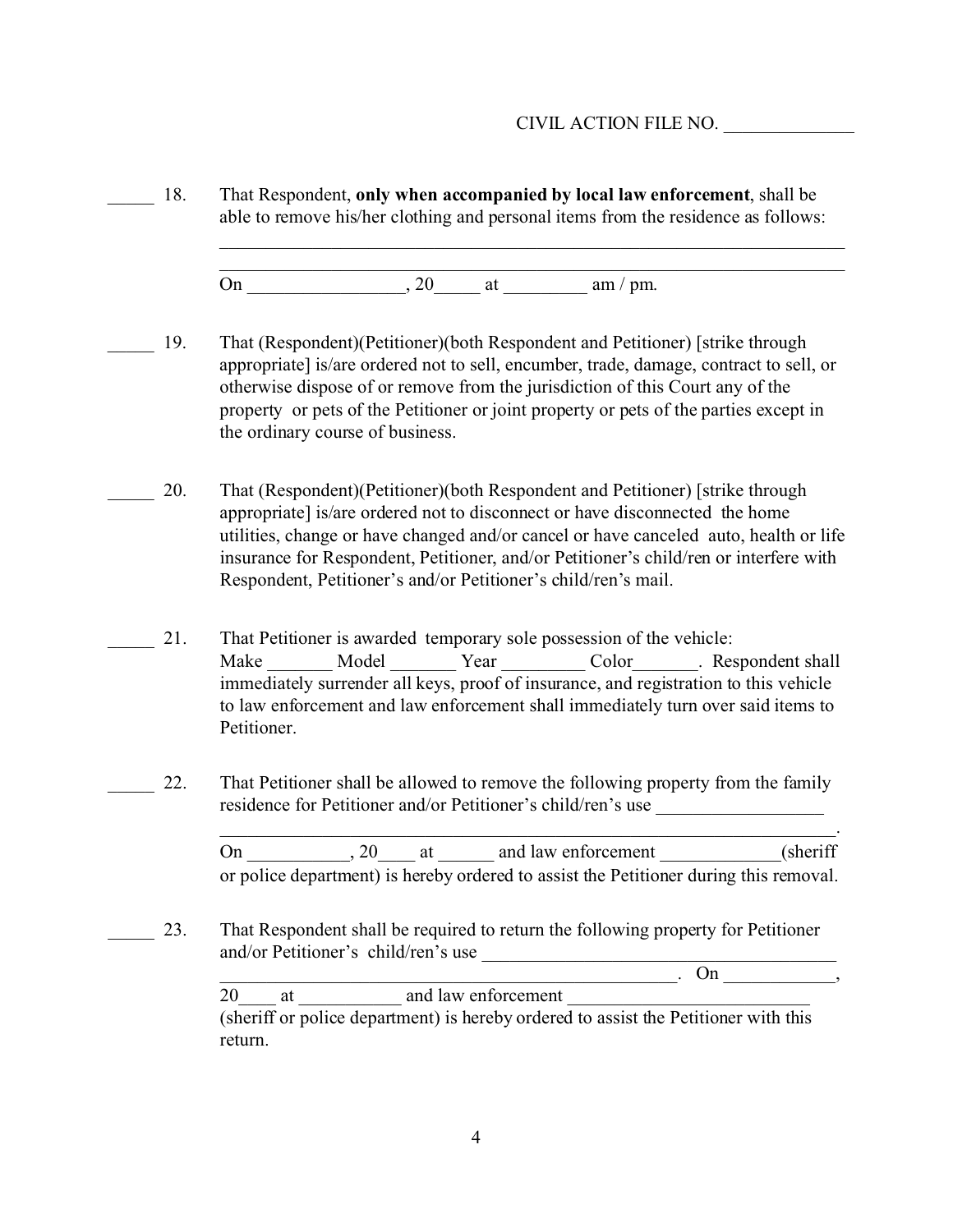CIVIL ACTION FILE NO. ______________

_____ 18. That Respondent, **only when accompanied by local law enforcement**, shall be able to remove his/her clothing and personal items from the residence as follows:

_______________________________________________________________________

_______________________________________________________________________

On _________________, 20_____ at _________ am / pm.

_____ 19. That (Respondent)(Petitioner)(both Respondent and Petitioner) [strike through appropriate] is/are ordered not to sell, encumber, trade, damage, contract to sell, or otherwise dispose of or remove from the jurisdiction of this Court any of the property or pets of the Petitioner or joint property or pets of the parties except in the ordinary course of business.

_____ 20. That (Respondent)(Petitioner)(both Respondent and Petitioner) [strike through appropriate] is/are ordered not to disconnect or have disconnected the home utilities, change or have changed and/or cancel or have canceled auto, health or life insurance for Respondent, Petitioner, and/or Petitioner's child/ren or interfere with Respondent, Petitioner's and/or Petitioner's child/ren's mail.

_____ 21. That Petitioner is awarded temporary sole possession of the vehicle: Make _______ Model _______ Year _________ Color_______. Respondent shall immediately surrender all keys, proof of insurance, and registration to this vehicle to law enforcement and law enforcement shall immediately turn over said items to Petitioner.

_____ 22. That Petitioner shall be allowed to remove the following property from the family residence for Petitioner and/or Petitioner's child/ren's use __________________

______________________________________________________________________.

On ___________, 20____ at ______ and law enforcement _____________(sheriff or police department) is hereby ordered to assist the Petitioner during this removal.

_____ 23. That Respondent shall be required to return the following property for Petitioner and/or Petitioner's child/ren's use ______________________________________

_______________________________________________. On ____________, 20____ at ___________ and law enforcement __________________________ (sheriff or police department) is hereby ordered to assist the Petitioner with this return.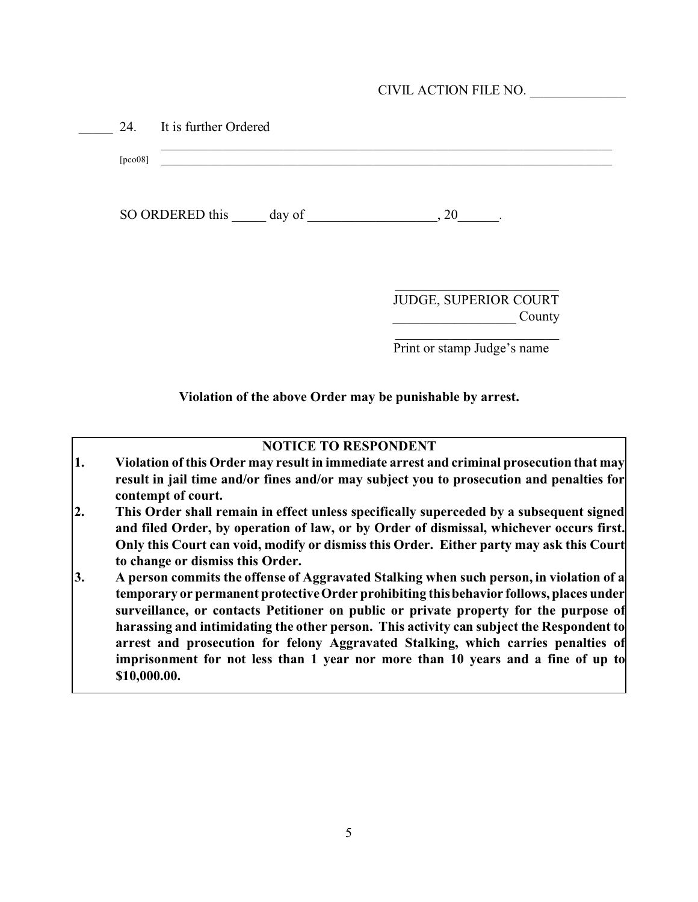CIVIL ACTION FILE NO. ______________

_____ 24. It is further Ordered ___________________________________________________________________________

[pco08] ___________________________________________________________________________

SO ORDERED this _____ day of ___________________, 20______.

________________________

JUDGE, SUPERIOR COURT

__________________ County

________________________

Print or stamp Judge's name

**Violation of the above Order may be punishable by arrest.**

**NOTICE TO RESPONDENT**

1. **Violation of this Order may result in immediate arrest and criminal prosecution that may result in jail time and/or fines and/or may subject you to prosecution and penalties for contempt of court.**
2. **This Order shall remain in effect unless specifically superceded by a subsequent signed and filed Order, by operation of law, or by Order of dismissal, whichever occurs first. Only this Court can void, modify or dismiss this Order. Either party may ask this Court to change or dismiss this Order.**
3. **A person commits the offense of Aggravated Stalking when such person, in violation of a temporary or permanent protective Order prohibiting this behavior follows, places under surveillance, or contacts Petitioner on public or private property for the purpose of harassing and intimidating the other person. This activity can subject the Respondent to arrest and prosecution for felony Aggravated Stalking, which carries penalties of imprisonment for not less than 1 year nor more than 10 years and a fine of up to $10,000.00.**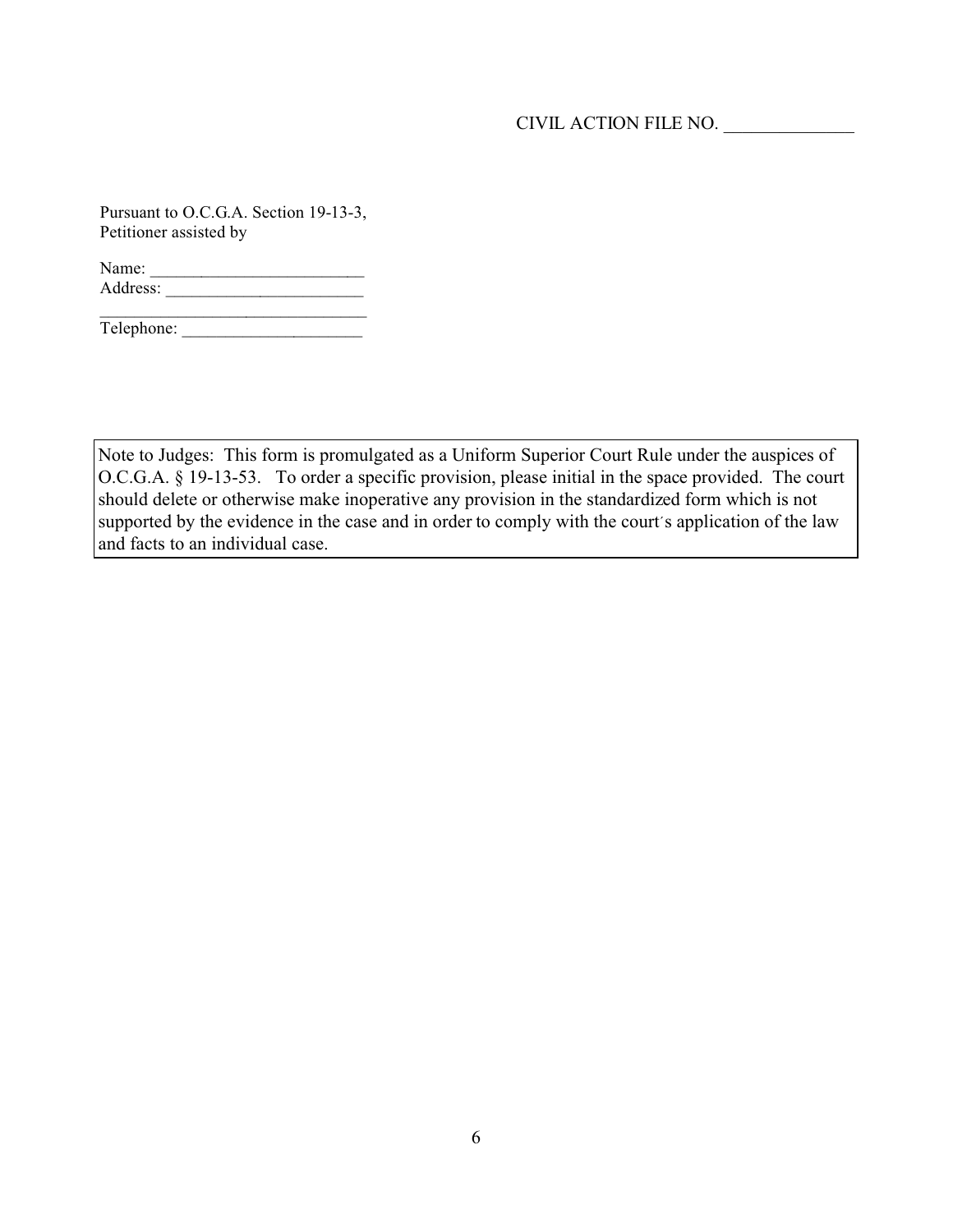CIVIL ACTION FILE NO. _______________

Pursuant to O.C.G.A. Section 19-13-3,
Petitioner assisted by

Name: _________________________
Address: _______________________
________________________________
Telephone: _____________________

> Note to Judges: This form is promulgated as a Uniform Superior Court Rule under the auspices of O.C.G.A. § 19-13-53. To order a specific provision, please initial in the space provided. The court should delete or otherwise make inoperative any provision in the standardized form which is not supported by the evidence in the case and in order to comply with the court´s application of the law and facts to an individual case.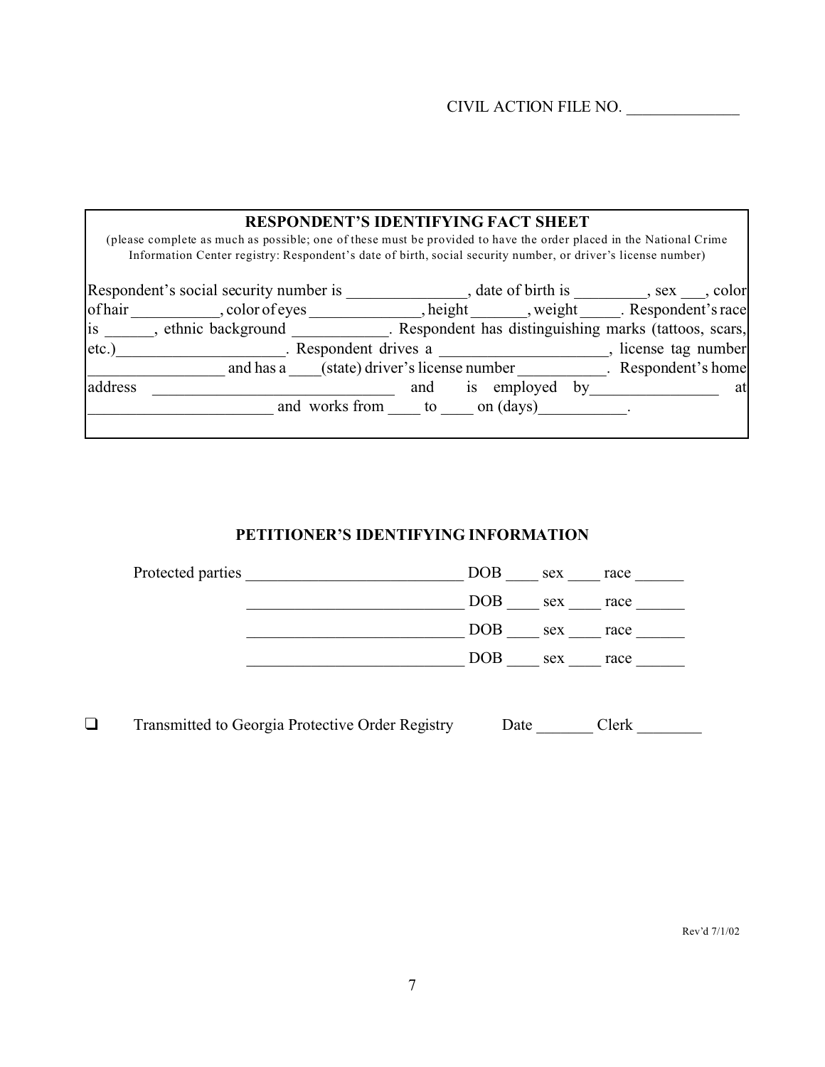CIVIL ACTION FILE NO. ______________

**RESPONDENT'S IDENTIFYING FACT SHEET**

(please complete as much as possible; one of these must be provided to have the order placed in the National Crime Information Center registry: Respondent's date of birth, social security number, or driver's license number)

Respondent's social security number is _______________, date of birth is _________, sex ___, color of hair ___________, color of eyes ______________, height _______, weight _____. Respondent's race is ______, ethnic background ____________. Respondent has distinguishing marks (tattoos, scars, etc.)_____________________. Respondent drives a ____________________, license tag number _________________ and has a ____(state) driver's license number ___________. Respondent's home address ______________________________ and is employed by________________ at ________________________ and works from ____ to ____ on (days)___________.

**PETITIONER'S IDENTIFYING INFORMATION**

Protected parties ___________________________ DOB ____ sex ____ race ______

___________________________ DOB ____ sex ____ race ______

___________________________ DOB ____ sex ____ race ______

___________________________ DOB ____ sex ____ race ______

❑ Transmitted to Georgia Protective Order Registry Date _______ Clerk ________

Rev'd 7/1/02